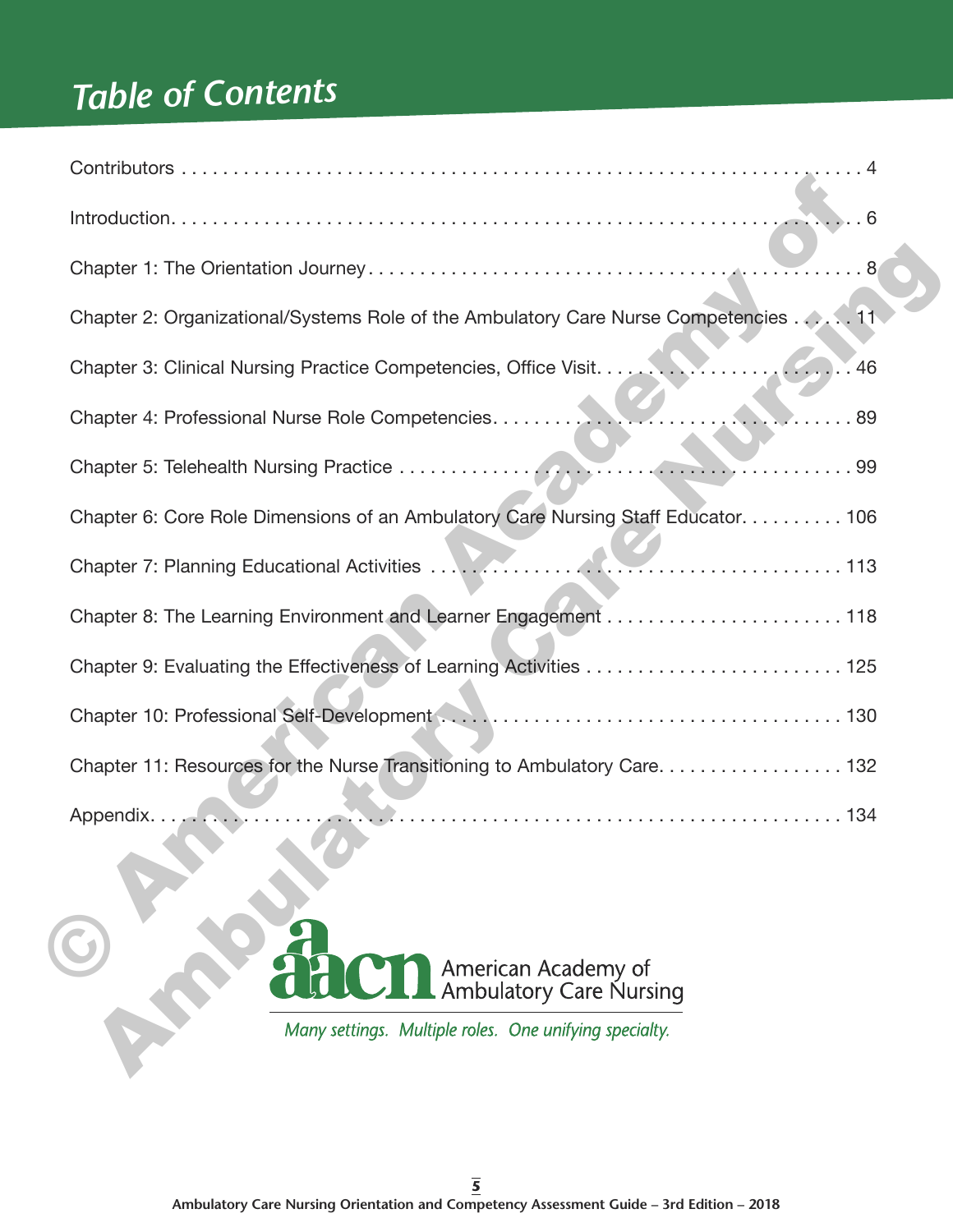# Table of Contents

| | |
|---|---|
| Contributors | 4 |
| Introduction | 6 |
| Chapter 1: The Orientation Journey | 8 |
| Chapter 2: Organizational/Systems Role of the Ambulatory Care Nurse Competencies | 11 |
| Chapter 3: Clinical Nursing Practice Competencies, Office Visit | 46 |
| Chapter 4: Professional Nurse Role Competencies | 89 |
| Chapter 5: Telehealth Nursing Practice | 99 |
| Chapter 6: Core Role Dimensions of an Ambulatory Care Nursing Staff Educator | 106 |
| Chapter 7: Planning Educational Activities | 113 |
| Chapter 8: The Learning Environment and Learner Engagement | 118 |
| Chapter 9: Evaluating the Effectiveness of Learning Activities | 125 |
| Chapter 10: Professional Self-Development | 130 |
| Chapter 11: Resources for the Nurse Transitioning to Ambulatory Care | 132 |
| Appendix | 134 |

aacn American Academy of Ambulatory Care Nursing

*Many settings. Multiple roles. One unifying specialty.*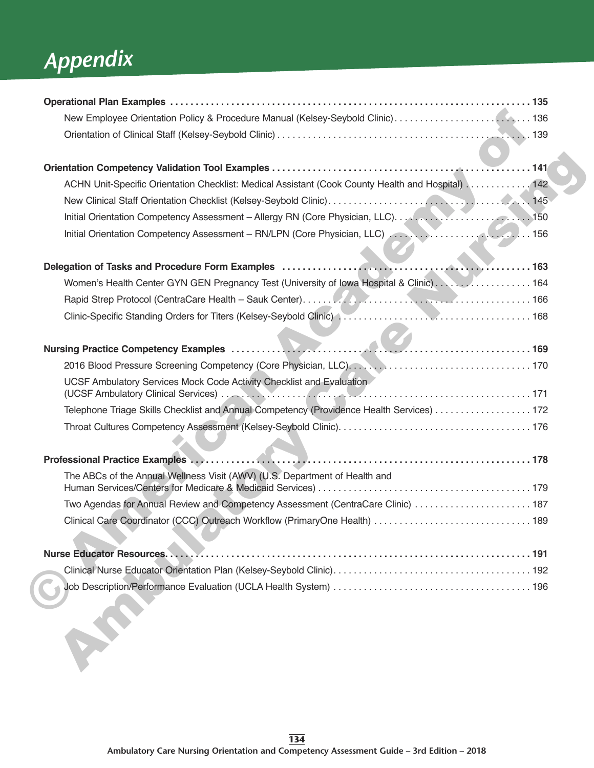# Appendix

**Operational Plan Examples** . . . . . . . . . . . . . . . . . . . . . . . . . . . . . . . . . . . . . . . . . . . . . . . . . . . . . . . . . . . . . . . . . . . . . . . . **135**

- New Employee Orientation Policy & Procedure Manual (Kelsey-Seybold Clinic) . . . . . . . . . . . . . . . . . . . . . . . . . . 136
- Orientation of Clinical Staff (Kelsey-Seybold Clinic) . . . . . . . . . . . . . . . . . . . . . . . . . . . . . . . . . . . . . . . . . . . . . . . . . 139

**Orientation Competency Validation Tool Examples** . . . . . . . . . . . . . . . . . . . . . . . . . . . . . . . . . . . . . . . . . . . . . . . . . **141**

- ACHN Unit-Specific Orientation Checklist: Medical Assistant (Cook County Health and Hospital) . . . . . . . . . . . . . 142
- New Clinical Staff Orientation Checklist (Kelsey-Seybold Clinic) . . . . . . . . . . . . . . . . . . . . . . . . . . . . . . . . . . . . . . . 145
- Initial Orientation Competency Assessment – Allergy RN (Core Physician, LLC) . . . . . . . . . . . . . . . . . . . . . . . . . . . 150
- Initial Orientation Competency Assessment – RN/LPN (Core Physician, LLC) . . . . . . . . . . . . . . . . . . . . . . . . . . . . 156

**Delegation of Tasks and Procedure Form Examples** . . . . . . . . . . . . . . . . . . . . . . . . . . . . . . . . . . . . . . . . . . . . . . . . . **163**

- Women's Health Center GYN GEN Pregnancy Test (University of Iowa Hospital & Clinic) . . . . . . . . . . . . . . . . . . . 164
- Rapid Strep Protocol (CentraCare Health – Sauk Center) . . . . . . . . . . . . . . . . . . . . . . . . . . . . . . . . . . . . . . . . . . . . . 166
- Clinic-Specific Standing Orders for Titers (Kelsey-Seybold Clinic) . . . . . . . . . . . . . . . . . . . . . . . . . . . . . . . . . . . . . 168

**Nursing Practice Competency Examples** . . . . . . . . . . . . . . . . . . . . . . . . . . . . . . . . . . . . . . . . . . . . . . . . . . . . . . . . . . **169**

- 2016 Blood Pressure Screening Competency (Core Physician, LLC) . . . . . . . . . . . . . . . . . . . . . . . . . . . . . . . . . . . . 170
- UCSF Ambulatory Services Mock Code Activity Checklist and Evaluation (UCSF Ambulatory Clinical Services) . . . . . . . . . . . . . . . . . . . . . . . . . . . . . . . . . . . . . . . . . . . . . . . . . . . . . . . . . . 171
- Telephone Triage Skills Checklist and Annual Competency (Providence Health Services) . . . . . . . . . . . . . . . . . . . 172
- Throat Cultures Competency Assessment (Kelsey-Seybold Clinic) . . . . . . . . . . . . . . . . . . . . . . . . . . . . . . . . . . . . . . 176

**Professional Practice Examples** . . . . . . . . . . . . . . . . . . . . . . . . . . . . . . . . . . . . . . . . . . . . . . . . . . . . . . . . . . . . . . . . . . **178**

- The ABCs of the Annual Wellness Visit (AWV) (U.S. Department of Health and Human Services/Centers for Medicare & Medicaid Services) . . . . . . . . . . . . . . . . . . . . . . . . . . . . . . . . . . . . . . . . . . 179
- Two Agendas for Annual Review and Competency Assessment (CentraCare Clinic) . . . . . . . . . . . . . . . . . . . . . . . 187
- Clinical Care Coordinator (CCC) Outreach Workflow (PrimaryOne Health) . . . . . . . . . . . . . . . . . . . . . . . . . . . . . . . 189

**Nurse Educator Resources** . . . . . . . . . . . . . . . . . . . . . . . . . . . . . . . . . . . . . . . . . . . . . . . . . . . . . . . . . . . . . . . . . . . . . . . **191**

- Clinical Nurse Educator Orientation Plan (Kelsey-Seybold Clinic) . . . . . . . . . . . . . . . . . . . . . . . . . . . . . . . . . . . . . . . 192
- Job Description/Performance Evaluation (UCLA Health System) . . . . . . . . . . . . . . . . . . . . . . . . . . . . . . . . . . . . . . . 196